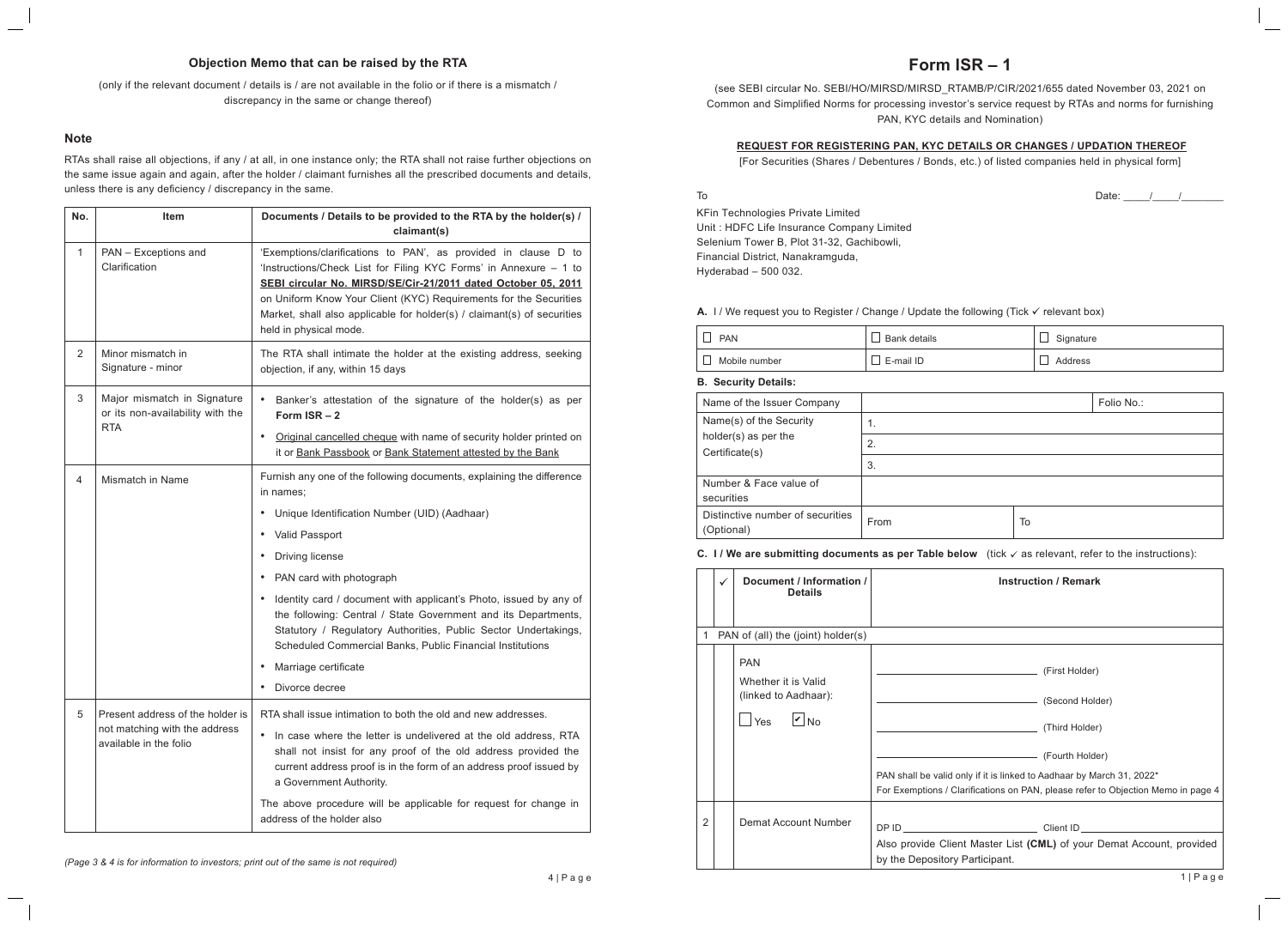## Objection Memo that can be raised by the RTA

(only if the relevant document / details is / are not available in the folio or if there is a mismatch / discrepancy in the same or change thereof)

### Note

RTAs shall raise all objections, if any / at all, in one instance only; the RTA shall not raise further objections on the same issue again and again, after the holder / claimant furnishes all the prescribed documents and details, unless there is any deficiency / discrepancy in the same.

| No. | Item | Documents / Details to be provided to the RTA by the holder(s) / claimant(s) |
|---|---|---|
| 1 | PAN – Exceptions and Clarification | 'Exemptions/clarifications to PAN', as provided in clause D to 'Instructions/Check List for Filing KYC Forms' in Annexure – 1 to **SEBI circular No. MIRSD/SE/Cir-21/2011 dated October 05, 2011** on Uniform Know Your Client (KYC) Requirements for the Securities Market, shall also applicable for holder(s) / claimant(s) of securities held in physical mode. |
| 2 | Minor mismatch in Signature - minor | The RTA shall intimate the holder at the existing address, seeking objection, if any, within 15 days |
| 3 | Major mismatch in Signature or its non-availability with the RTA | • Banker's attestation of the signature of the holder(s) as per **Form ISR – 2**<br>• Original cancelled cheque with name of security holder printed on it or Bank Passbook or Bank Statement attested by the Bank |
| 4 | Mismatch in Name | Furnish any one of the following documents, explaining the difference in names;<br>• Unique Identification Number (UID) (Aadhaar)<br>• Valid Passport<br>• Driving license<br>• PAN card with photograph<br>• Identity card / document with applicant's Photo, issued by any of the following: Central / State Government and its Departments, Statutory / Regulatory Authorities, Public Sector Undertakings, Scheduled Commercial Banks, Public Financial Institutions<br>• Marriage certificate<br>• Divorce decree |
| 5 | Present address of the holder is not matching with the address available in the folio | RTA shall issue intimation to both the old and new addresses.<br>• In case where the letter is undelivered at the old address, RTA shall not insist for any proof of the old address provided the current address proof is in the form of an address proof issued by a Government Authority.<br>The above procedure will be applicable for request for change in address of the holder also |

*(Page 3 & 4 is for information to investors; print out of the same is not required)*

# Form ISR – 1

(see SEBI circular No. SEBI/HO/MIRSD/MIRSD_RTAMB/P/CIR/2021/655 dated November 03, 2021 on Common and Simplified Norms for processing investor's service request by RTAs and norms for furnishing PAN, KYC details and Nomination)

**REQUEST FOR REGISTERING PAN, KYC DETAILS OR CHANGES / UPDATION THEREOF**

[For Securities (Shares / Debentures / Bonds, etc.) of listed companies held in physical form]

To

KFin Technologies Private Limited
Unit : HDFC Life Insurance Company Limited
Selenium Tower B, Plot 31-32, Gachibowli,
Financial District, Nanakramguda,
Hyderabad – 500 032.

Date: _____/_____/________

**A.** I / We request you to Register / Change / Update the following (Tick ✓ relevant box)

| | | |
|---|---|---|
| ☐ PAN | ☐ Bank details | ☐ Signature |
| ☐ Mobile number | ☐ E-mail ID | ☐ Address |

**B. Security Details:**

| Name of the Issuer Company | | Folio No.: |
|---|---|---|
| Name(s) of the Security holder(s) as per the Certificate(s) | 1. | |
| | 2. | |
| | 3. | |
| Number & Face value of securities | | |
| Distinctive number of securities (Optional) | From | To |

**C. I / We are submitting documents as per Table below** (tick ✓ as relevant, refer to the instructions):

| | ✓ | Document / Information / Details | Instruction / Remark |
|---|---|---|---|
| 1 | | PAN of (all) the (joint) holder(s) | |
| | | PAN<br>Whether it is Valid (linked to Aadhaar):<br>☐ Yes ☑ No | ____________ (First Holder)<br>____________ (Second Holder)<br>____________ (Third Holder)<br>____________ (Fourth Holder)<br>PAN shall be valid only if it is linked to Aadhaar by March 31, 2022*<br>For Exemptions / Clarifications on PAN, please refer to Objection Memo in page 4 |
| 2 | | Demat Account Number | DP ID ____________ Client ID ____________<br>Also provide Client Master List **(CML)** of your Demat Account, provided by the Depository Participant. |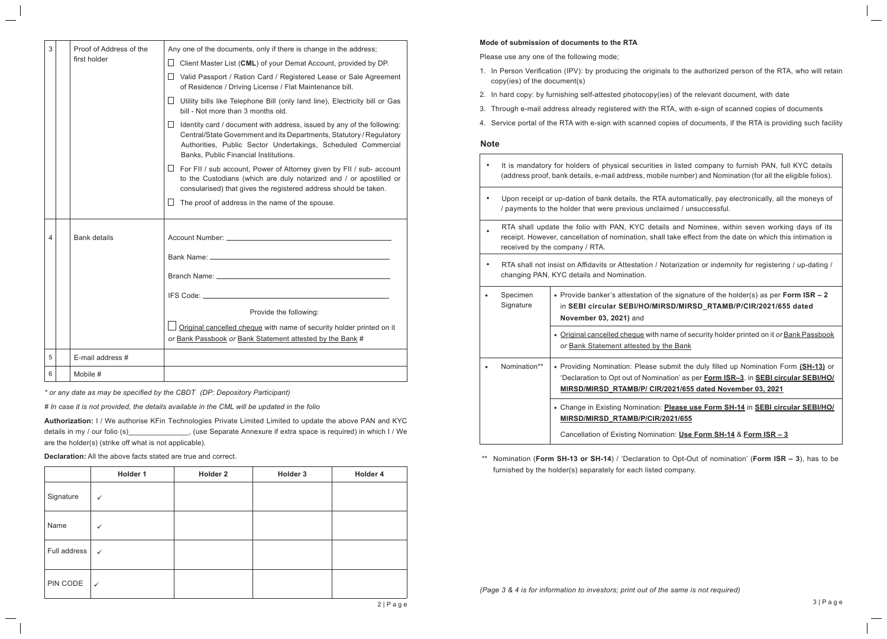| 3 | | Proof of Address of the first holder | Any one of the documents, only if there is change in the address;<br>☐ Client Master List (**CML**) of your Demat Account, provided by DP.<br>☐ Valid Passport / Ration Card / Registered Lease or Sale Agreement of Residence / Driving License / Flat Maintenance bill.<br>☐ Utility bills like Telephone Bill (only land line), Electricity bill or Gas bill - Not more than 3 months old.<br>☐ Identity card / document with address, issued by any of the following: Central/State Government and its Departments, Statutory / Regulatory Authorities, Public Sector Undertakings, Scheduled Commercial Banks, Public Financial Institutions.<br>☐ For FII / sub account, Power of Attorney given by FII / sub- account to the Custodians (which are duly notarized and / or apostilled or consularised) that gives the registered address should be taken.<br>☐ The proof of address in the name of the spouse. |
|---|---|---|---|
| 4 | | Bank details | Account Number: ______<br>Bank Name: ______<br>Branch Name: ______<br>IFS Code: ______<br>Provide the following:<br>☐ Original cancelled cheque with name of security holder printed on it *or* Bank Passbook *or* Bank Statement attested by the Bank # |
| 5 | | E-mail address # | |
| 6 | | Mobile # | |

*\* or any date as may be specified by the CBDT (DP: Depository Participant)*

*# In case it is not provided, the details available in the CML will be updated in the folio*

**Authorization:** I / We authorise KFin Technologies Private Limited Limited to update the above PAN and KYC details in my / our folio (s)_______________, (use Separate Annexure if extra space is required) in which I / We are the holder(s) (strike off what is not applicable).

**Declaration:** All the above facts stated are true and correct.

| | Holder 1 | Holder 2 | Holder 3 | Holder 4 |
|---|---|---|---|---|
| Signature | ✓ | | | |
| Name | ✓ | | | |
| Full address | ✓ | | | |
| PIN CODE | ✓ | | | |

**Mode of submission of documents to the RTA**

Please use any one of the following mode;

1. In Person Verification (IPV): by producing the originals to the authorized person of the RTA, who will retain copy(ies) of the document(s)
2. In hard copy: by furnishing self-attested photocopy(ies) of the relevant document, with date
3. Through e-mail address already registered with the RTA, with e-sign of scanned copies of documents
4. Service portal of the RTA with e-sign with scanned copies of documents, if the RTA is providing such facility

## Note

| | |
|---|---|
| • It is mandatory for holders of physical securities in listed company to furnish PAN, full KYC details (address proof, bank details, e-mail address, mobile number) and Nomination (for all the eligible folios). | |
| • Upon receipt or up-dation of bank details, the RTA automatically, pay electronically, all the moneys of / payments to the holder that were previous unclaimed / unsuccessful. | |
| • RTA shall update the folio with PAN, KYC details and Nominee, within seven working days of its receipt. However, cancellation of nomination, shall take effect from the date on which this intimation is received by the company / RTA. | |
| • RTA shall not insist on Affidavits or Attestation / Notarization or indemnity for registering / up-dating / changing PAN, KYC details and Nomination. | |
| • Specimen Signature | • Provide banker's attestation of the signature of the holder(s) as per **Form ISR – 2** in **SEBI circular SEBI/HO/MIRSD/MIRSD_RTAMB/P/CIR/2021/655 dated November 03, 2021)** and<br>• Original cancelled cheque with name of security holder printed on it *or* Bank Passbook *or* Bank Statement attested by the Bank |
| • Nomination** | • Providing Nomination: Please submit the duly filled up Nomination Form **(SH-13)** or 'Declaration to Opt out of Nomination' as per **Form ISR–3**, in **SEBI circular SEBI/HO/MIRSD/MIRSD_RTAMB/P/ CIR/2021/655 dated November 03, 2021**<br>• Change in Existing Nomination: **Please use Form SH-14** in **SEBI circular SEBI/HO/MIRSD/MIRSD_RTAMB/P/CIR/2021/655**<br>Cancellation of Existing Nomination: **Use Form SH-14** & **Form ISR – 3** |

** Nomination (**Form SH-13 or SH-14**) / 'Declaration to Opt-Out of nomination' (**Form ISR – 3**), has to be furnished by the holder(s) separately for each listed company.

*(Page 3 & 4 is for information to investors; print out of the same is not required)*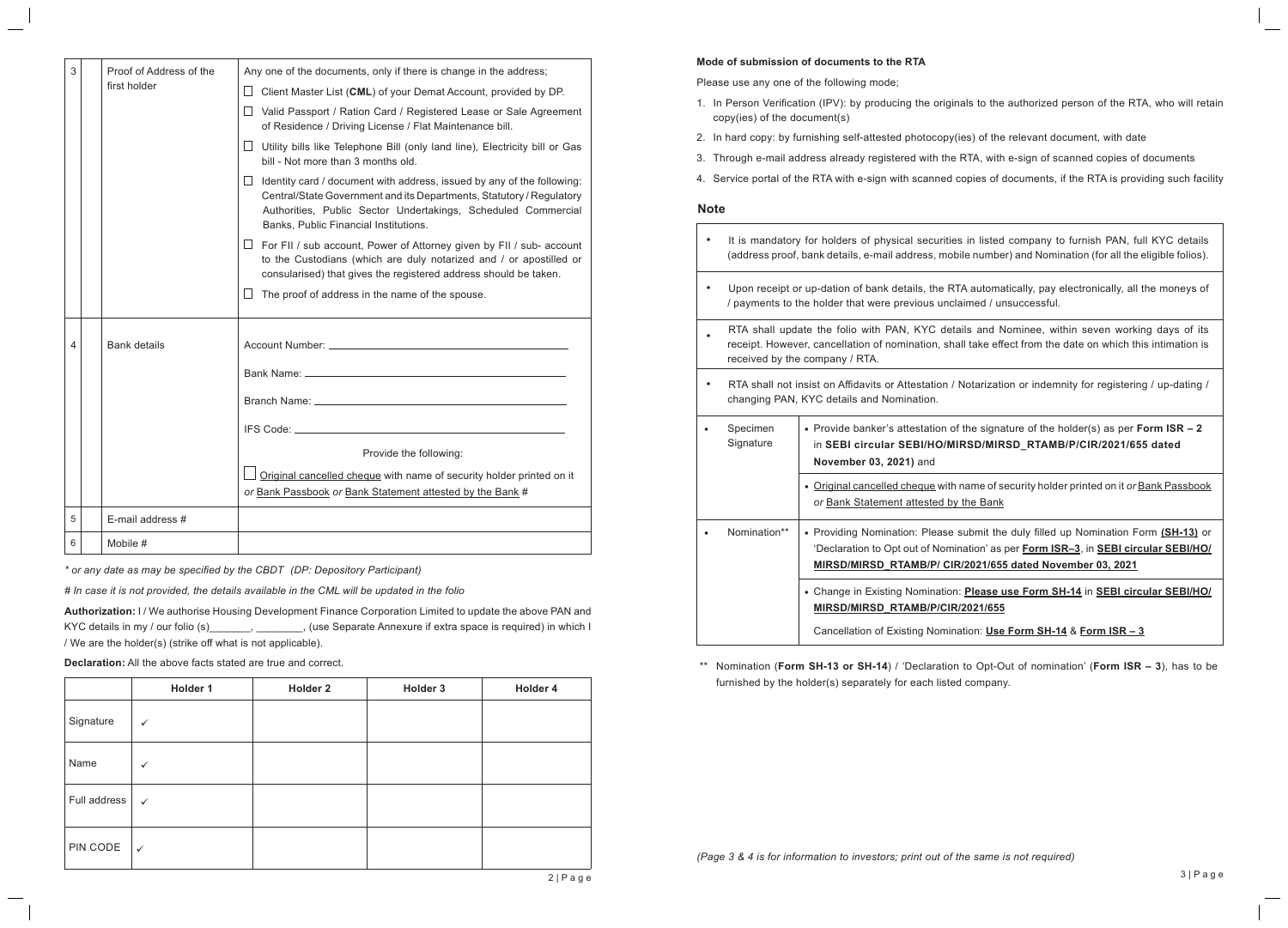| 3 | | Proof of Address of the first holder | Any one of the documents, only if there is change in the address;<br>☐ Client Master List (**CML**) of your Demat Account, provided by DP.<br>☐ Valid Passport / Ration Card / Registered Lease or Sale Agreement of Residence / Driving License / Flat Maintenance bill.<br>☐ Utility bills like Telephone Bill (only land line), Electricity bill or Gas bill - Not more than 3 months old.<br>☐ Identity card / document with address, issued by any of the following: Central/State Government and its Departments, Statutory / Regulatory Authorities, Public Sector Undertakings, Scheduled Commercial Banks, Public Financial Institutions.<br>☐ For FII / sub account, Power of Attorney given by FII / sub- account to the Custodians (which are duly notarized and / or apostilled or consularised) that gives the registered address should be taken.<br>☐ The proof of address in the name of the spouse. |
|---|---|---|---|
| 4 | | Bank details | Account Number: ______________________<br>Bank Name: ______________________<br>Branch Name: ______________________<br>IFS Code: ______________________<br>Provide the following:<br>☐ Original cancelled cheque with name of security holder printed on it *or* Bank Passbook *or* Bank Statement attested by the Bank # |
| 5 | | E-mail address # | |
| 6 | | Mobile # | |

*\* or any date as may be specified by the CBDT (DP: Depository Participant)*

*# In case it is not provided, the details available in the CML will be updated in the folio*

**Authorization:** I / We authorise Housing Development Finance Corporation Limited to update the above PAN and KYC details in my / our folio (s)_______, ________, (use Separate Annexure if extra space is required) in which I / We are the holder(s) (strike off what is not applicable).

**Declaration:** All the above facts stated are true and correct.

| | Holder 1 | Holder 2 | Holder 3 | Holder 4 |
|---|---|---|---|---|
| Signature | ✓ | | | |
| Name | ✓ | | | |
| Full address | ✓ | | | |
| PIN CODE | ✓ | | | |

**Mode of submission of documents to the RTA**

Please use any one of the following mode;

1. In Person Verification (IPV): by producing the originals to the authorized person of the RTA, who will retain copy(ies) of the document(s)
2. In hard copy: by furnishing self-attested photocopy(ies) of the relevant document, with date
3. Through e-mail address already registered with the RTA, with e-sign of scanned copies of documents
4. Service portal of the RTA with e-sign with scanned copies of documents, if the RTA is providing such facility

## Note

| | | |
|---|---|---|
| • | It is mandatory for holders of physical securities in listed company to furnish PAN, full KYC details (address proof, bank details, e-mail address, mobile number) and Nomination (for all the eligible folios). | |
| • | Upon receipt or up-dation of bank details, the RTA automatically, pay electronically, all the moneys of / payments to the holder that were previous unclaimed / unsuccessful. | |
| • | RTA shall update the folio with PAN, KYC details and Nominee, within seven working days of its receipt. However, cancellation of nomination, shall take effect from the date on which this intimation is received by the company / RTA. | |
| • | RTA shall not insist on Affidavits or Attestation / Notarization or indemnity for registering / up-dating / changing PAN, KYC details and Nomination. | |
| • | Specimen Signature | • Provide banker's attestation of the signature of the holder(s) as per **Form ISR – 2** in **SEBI circular SEBI/HO/MIRSD/MIRSD_RTAMB/P/CIR/2021/655 dated November 03, 2021)** and<br>• Original cancelled cheque with name of security holder printed on it *or* Bank Passbook *or* Bank Statement attested by the Bank |
| • | Nomination** | • Providing Nomination: Please submit the duly filled up Nomination Form **(SH-13)** or 'Declaration to Opt out of Nomination' as per **Form ISR–3**, in **SEBI circular SEBI/HO/MIRSD/MIRSD_RTAMB/P/ CIR/2021/655 dated November 03, 2021**<br>• Change in Existing Nomination: **Please use Form SH-14** in **SEBI circular SEBI/HO/MIRSD/MIRSD_RTAMB/P/CIR/2021/655**<br>Cancellation of Existing Nomination: **Use Form SH-14** & **Form ISR – 3** |

** Nomination (**Form SH-13 or SH-14**) / 'Declaration to Opt-Out of nomination' (**Form ISR – 3**), has to be furnished by the holder(s) separately for each listed company.

*(Page 3 & 4 is for information to investors; print out of the same is not required)*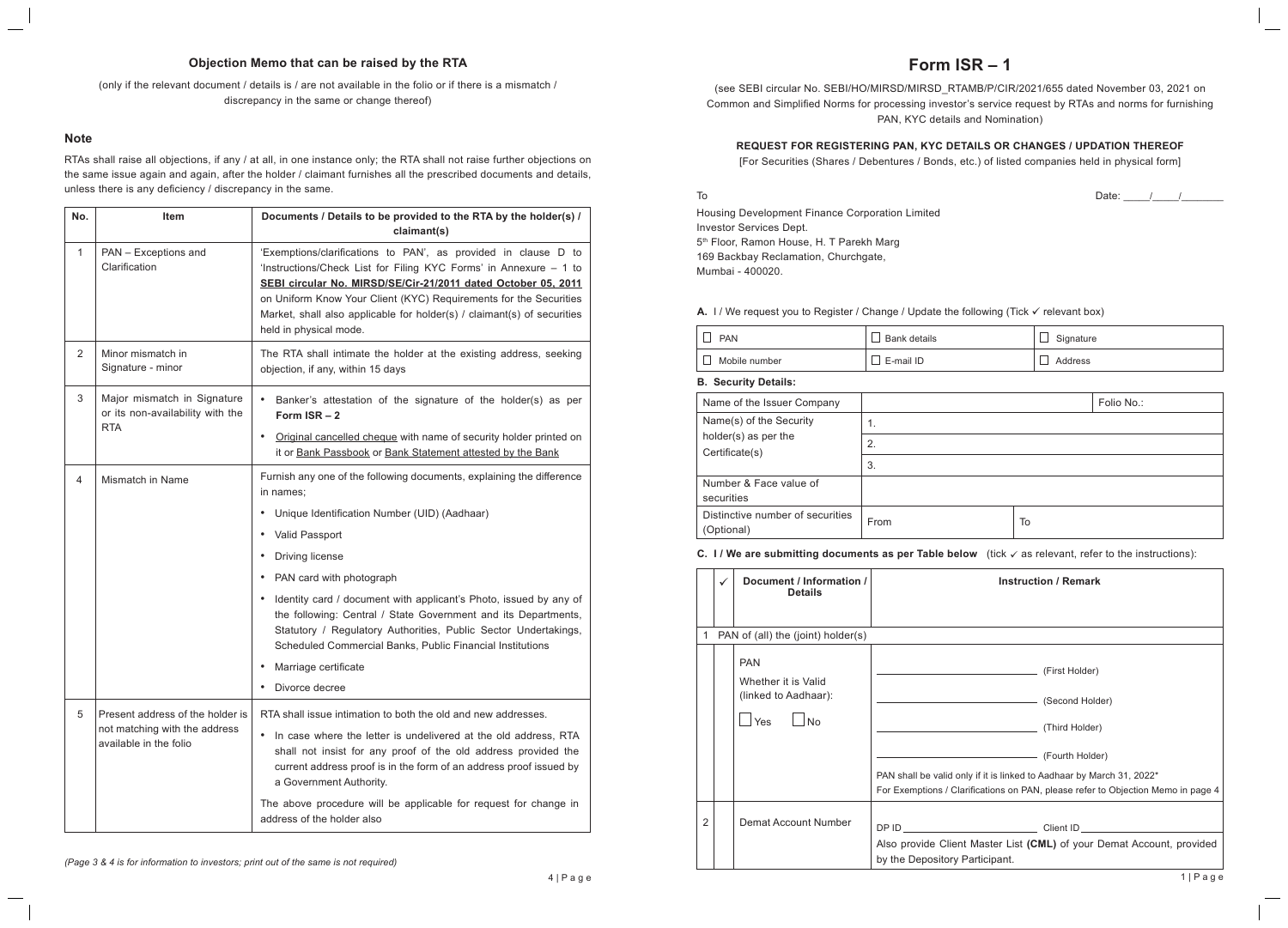## Objection Memo that can be raised by the RTA

(only if the relevant document / details is / are not available in the folio or if there is a mismatch / discrepancy in the same or change thereof)

### Note

RTAs shall raise all objections, if any / at all, in one instance only; the RTA shall not raise further objections on the same issue again and again, after the holder / claimant furnishes all the prescribed documents and details, unless there is any deficiency / discrepancy in the same.

| No. | Item | Documents / Details to be provided to the RTA by the holder(s) / claimant(s) |
|---|---|---|
| 1 | PAN – Exceptions and Clarification | 'Exemptions/clarifications to PAN', as provided in clause D to 'Instructions/Check List for Filing KYC Forms' in Annexure – 1 to **SEBI circular No. MIRSD/SE/Cir-21/2011 dated October 05, 2011** on Uniform Know Your Client (KYC) Requirements for the Securities Market, shall also applicable for holder(s) / claimant(s) of securities held in physical mode. |
| 2 | Minor mismatch in Signature - minor | The RTA shall intimate the holder at the existing address, seeking objection, if any, within 15 days |
| 3 | Major mismatch in Signature or its non-availability with the RTA | • Banker's attestation of the signature of the holder(s) as per **Form ISR – 2**<br>• Original cancelled cheque with name of security holder printed on it or Bank Passbook or Bank Statement attested by the Bank |
| 4 | Mismatch in Name | Furnish any one of the following documents, explaining the difference in names;<br>• Unique Identification Number (UID) (Aadhaar)<br>• Valid Passport<br>• Driving license<br>• PAN card with photograph<br>• Identity card / document with applicant's Photo, issued by any of the following: Central / State Government and its Departments, Statutory / Regulatory Authorities, Public Sector Undertakings, Scheduled Commercial Banks, Public Financial Institutions<br>• Marriage certificate<br>• Divorce decree |
| 5 | Present address of the holder is not matching with the address available in the folio | RTA shall issue intimation to both the old and new addresses.<br>• In case where the letter is undelivered at the old address, RTA shall not insist for any proof of the old address provided the current address proof is in the form of an address proof issued by a Government Authority.<br>The above procedure will be applicable for request for change in address of the holder also |

*(Page 3 & 4 is for information to investors; print out of the same is not required)*

# Form ISR – 1

(see SEBI circular No. SEBI/HO/MIRSD/MIRSD_RTAMB/P/CIR/2021/655 dated November 03, 2021 on Common and Simplified Norms for processing investor's service request by RTAs and norms for furnishing PAN, KYC details and Nomination)

### REQUEST FOR REGISTERING PAN, KYC DETAILS OR CHANGES / UPDATION THEREOF

[For Securities (Shares / Debentures / Bonds, etc.) of listed companies held in physical form]

To

Date: _____/_____/________

Housing Development Finance Corporation Limited
Investor Services Dept.
5th Floor, Ramon House, H. T Parekh Marg
169 Backbay Reclamation, Churchgate,
Mumbai - 400020.

**A.** I / We request you to Register / Change / Update the following (Tick ✓ relevant box)

| | | |
|---|---|---|
| ☐ PAN | ☐ Bank details | ☐ Signature |
| ☐ Mobile number | ☐ E-mail ID | ☐ Address |

**B. Security Details:**

| | | | |
|---|---|---|---|
| Name of the Issuer Company | | | Folio No.: |
| Name(s) of the Security holder(s) as per the Certificate(s) | 1. | | |
| | 2. | | |
| | 3. | | |
| Number & Face value of securities | | | |
| Distinctive number of securities (Optional) | From | To | |

**C. I / We are submitting documents as per Table below** (tick ✓ as relevant, refer to the instructions):

| | ✓ | Document / Information / Details | Instruction / Remark |
|---|---|---|---|
| 1 | | PAN of (all) the (joint) holder(s) | |
| | | PAN<br>Whether it is Valid (linked to Aadhaar):<br>☐ Yes ☐ No | ______________ (First Holder)<br>______________ (Second Holder)<br>______________ (Third Holder)<br>______________ (Fourth Holder)<br>PAN shall be valid only if it is linked to Aadhaar by March 31, 2022*<br>For Exemptions / Clarifications on PAN, please refer to Objection Memo in page 4 |
| 2 | | Demat Account Number | DP ID ______________ Client ID ______________<br>Also provide Client Master List **(CML)** of your Demat Account, provided by the Depository Participant. |